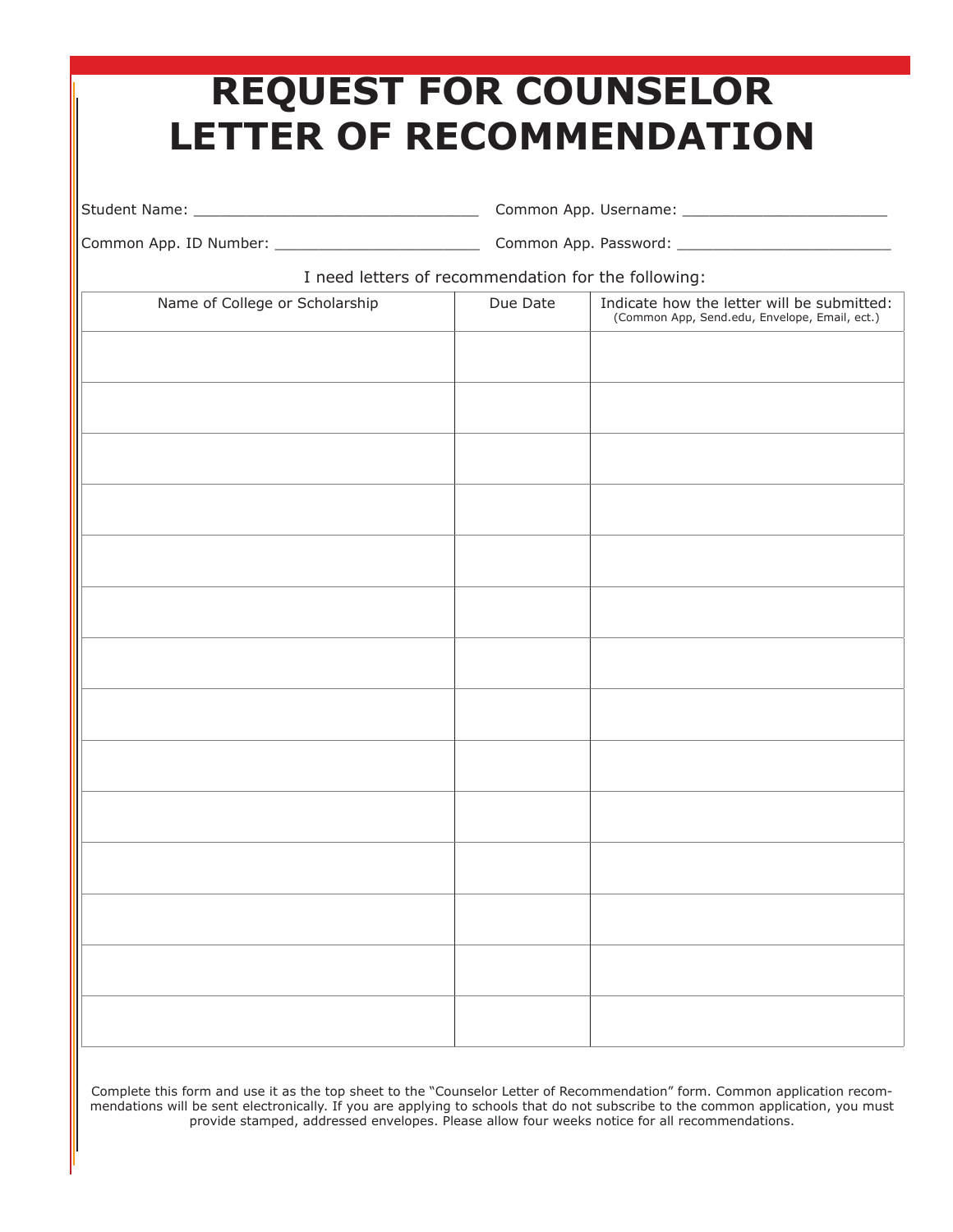# REQUEST FOR COUNSELOR LETTER OF RECOMMENDATION

Student Name: _________________________________ Common App. Username: _______________________

Common App. ID Number: _______________________ Common App. Password: ________________________

I need letters of recommendation for the following:

| Name of College or Scholarship | Due Date | Indicate how the letter will be submitted: (Common App, Send.edu, Envelope, Email, ect.) |
|---|---|---|
| | | |
| | | |
| | | |
| | | |
| | | |
| | | |
| | | |
| | | |
| | | |
| | | |
| | | |
| | | |
| | | |
| | | |

Complete this form and use it as the top sheet to the "Counselor Letter of Recommendation" form. Common application recommendations will be sent electronically. If you are applying to schools that do not subscribe to the common application, you must provide stamped, addressed envelopes. Please allow four weeks notice for all recommendations.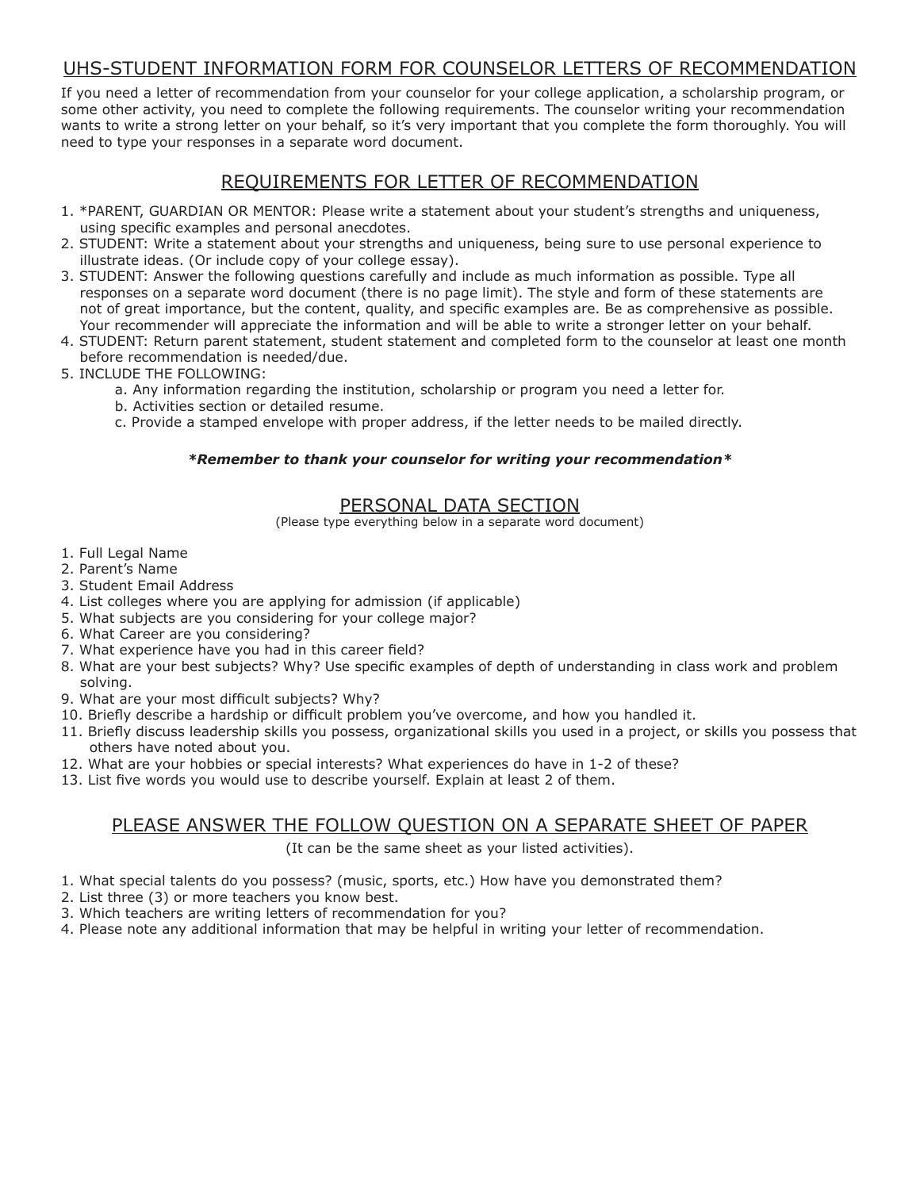## UHS-STUDENT INFORMATION FORM FOR COUNSELOR LETTERS OF RECOMMENDATION

If you need a letter of recommendation from your counselor for your college application, a scholarship program, or some other activity, you need to complete the following requirements. The counselor writing your recommendation wants to write a strong letter on your behalf, so it's very important that you complete the form thoroughly. You will need to type your responses in a separate word document.

## REQUIREMENTS FOR LETTER OF RECOMMENDATION

1. *PARENT, GUARDIAN OR MENTOR: Please write a statement about your student's strengths and uniqueness, using specific examples and personal anecdotes.
2. STUDENT: Write a statement about your strengths and uniqueness, being sure to use personal experience to illustrate ideas. (Or include copy of your college essay).
3. STUDENT: Answer the following questions carefully and include as much information as possible. Type all responses on a separate word document (there is no page limit). The style and form of these statements are not of great importance, but the content, quality, and specific examples are. Be as comprehensive as possible. Your recommender will appreciate the information and will be able to write a stronger letter on your behalf.
4. STUDENT: Return parent statement, student statement and completed form to the counselor at least one month before recommendation is needed/due.
5. INCLUDE THE FOLLOWING:
   a. Any information regarding the institution, scholarship or program you need a letter for.
   b. Activities section or detailed resume.
   c. Provide a stamped envelope with proper address, if the letter needs to be mailed directly.

***Remember to thank your counselor for writing your recommendation***

## PERSONAL DATA SECTION

(Please type everything below in a separate word document)

1. Full Legal Name
2. Parent's Name
3. Student Email Address
4. List colleges where you are applying for admission (if applicable)
5. What subjects are you considering for your college major?
6. What Career are you considering?
7. What experience have you had in this career field?
8. What are your best subjects? Why? Use specific examples of depth of understanding in class work and problem solving.
9. What are your most difficult subjects? Why?
10. Briefly describe a hardship or difficult problem you've overcome, and how you handled it.
11. Briefly discuss leadership skills you possess, organizational skills you used in a project, or skills you possess that others have noted about you.
12. What are your hobbies or special interests? What experiences do have in 1-2 of these?
13. List five words you would use to describe yourself. Explain at least 2 of them.

## PLEASE ANSWER THE FOLLOW QUESTION ON A SEPARATE SHEET OF PAPER

(It can be the same sheet as your listed activities).

1. What special talents do you possess? (music, sports, etc.) How have you demonstrated them?
2. List three (3) or more teachers you know best.
3. Which teachers are writing letters of recommendation for you?
4. Please note any additional information that may be helpful in writing your letter of recommendation.